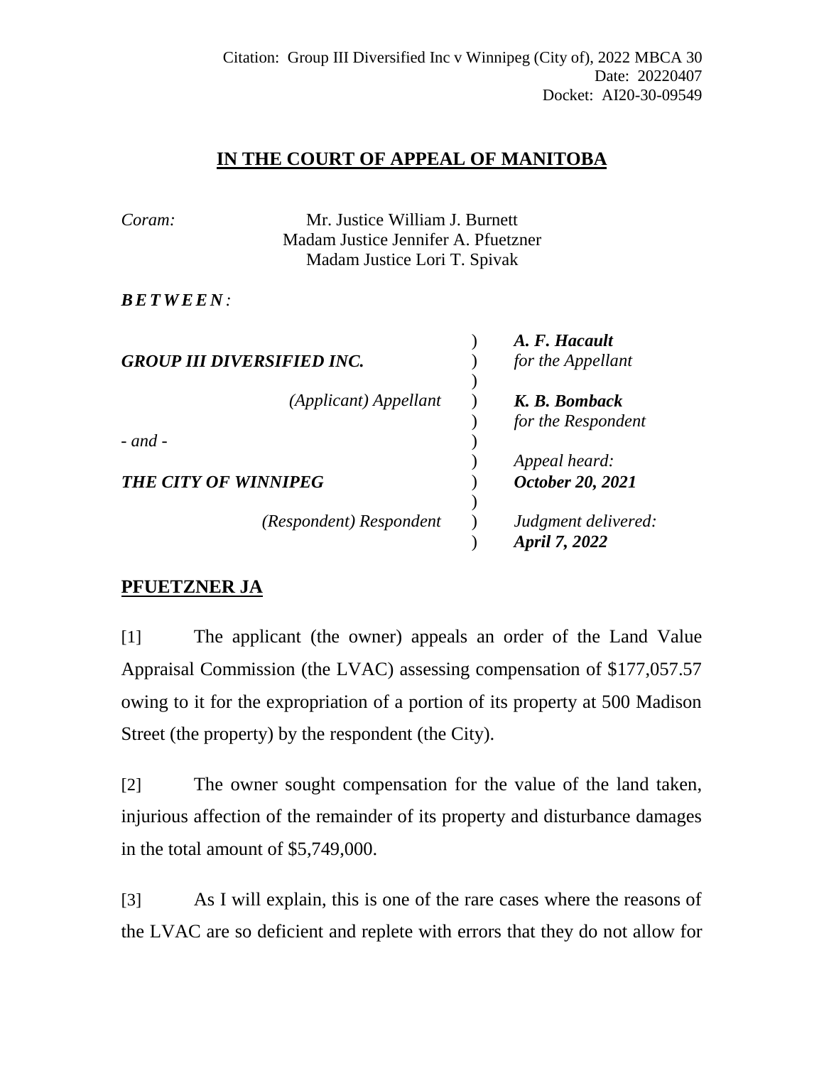Citation: Group III Diversified Inc v Winnipeg (City of), 2022 MBCA 30
Date: 20220407
Docket: AI20-30-09549

# IN THE COURT OF APPEAL OF MANITOBA

*Coram:* Mr. Justice William J. Burnett
Madam Justice Jennifer A. Pfuetzner
Madam Justice Lori T. Spivak

***BETWEEN:***

| | |
|---|---|
| ***GROUP III DIVERSIFIED INC.*** | ***A. F. Hacault*** *for the Appellant* |
| *(Applicant) Appellant* | ***K. B. Bomback*** *for the Respondent* |
| *- and -* | *Appeal heard:* ***October 20, 2021*** |
| ***THE CITY OF WINNIPEG*** | |
| *(Respondent) Respondent* | *Judgment delivered:* ***April 7, 2022*** |

## PFUETZNER JA

[1] The applicant (the owner) appeals an order of the Land Value Appraisal Commission (the LVAC) assessing compensation of $177,057.57 owing to it for the expropriation of a portion of its property at 500 Madison Street (the property) by the respondent (the City).

[2] The owner sought compensation for the value of the land taken, injurious affection of the remainder of its property and disturbance damages in the total amount of $5,749,000.

[3] As I will explain, this is one of the rare cases where the reasons of the LVAC are so deficient and replete with errors that they do not allow for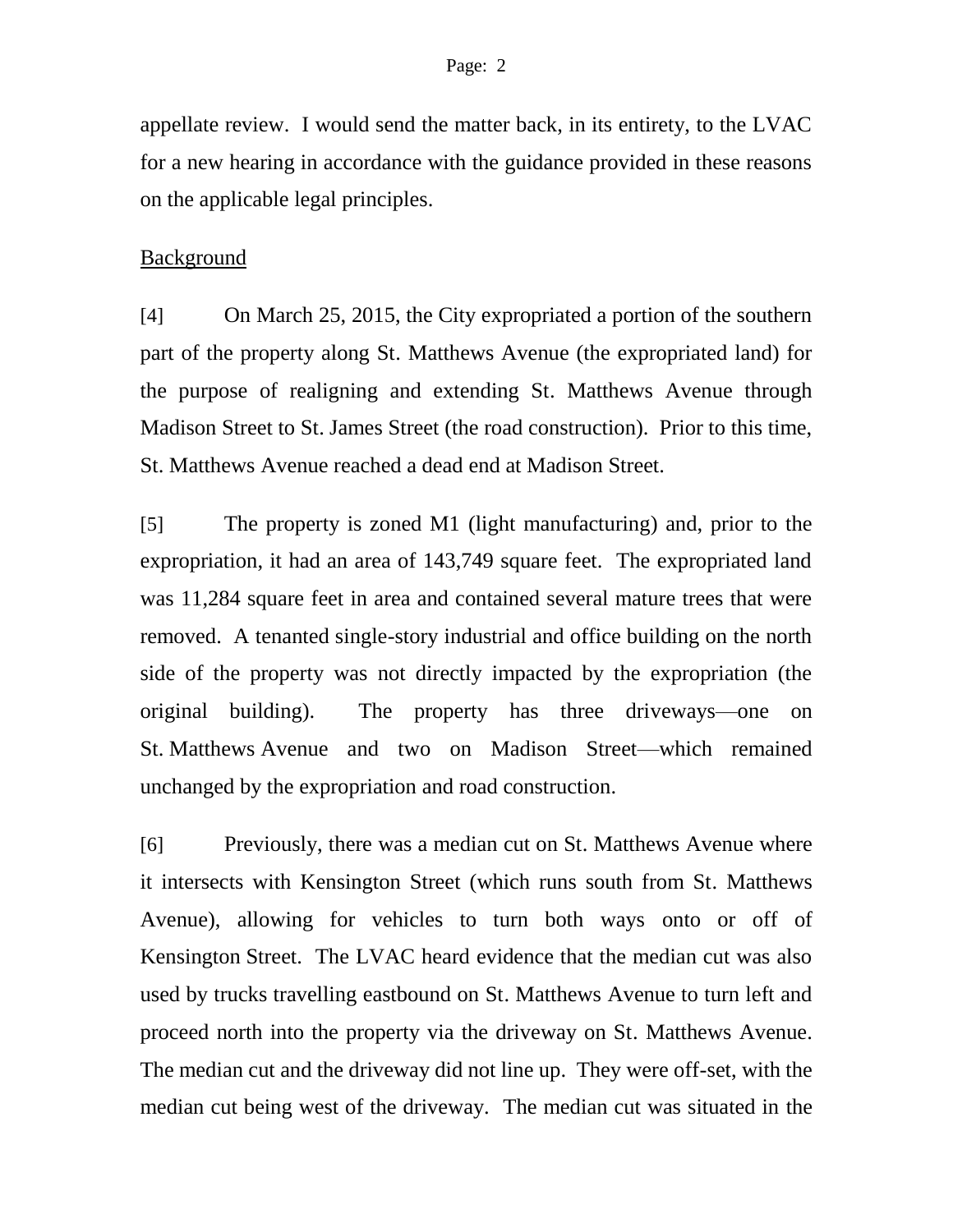appellate review. I would send the matter back, in its entirety, to the LVAC for a new hearing in accordance with the guidance provided in these reasons on the applicable legal principles.

Background

[4] On March 25, 2015, the City expropriated a portion of the southern part of the property along St. Matthews Avenue (the expropriated land) for the purpose of realigning and extending St. Matthews Avenue through Madison Street to St. James Street (the road construction). Prior to this time, St. Matthews Avenue reached a dead end at Madison Street.

[5] The property is zoned M1 (light manufacturing) and, prior to the expropriation, it had an area of 143,749 square feet. The expropriated land was 11,284 square feet in area and contained several mature trees that were removed. A tenanted single-story industrial and office building on the north side of the property was not directly impacted by the expropriation (the original building). The property has three driveways—one on St. Matthews Avenue and two on Madison Street—which remained unchanged by the expropriation and road construction.

[6] Previously, there was a median cut on St. Matthews Avenue where it intersects with Kensington Street (which runs south from St. Matthews Avenue), allowing for vehicles to turn both ways onto or off of Kensington Street. The LVAC heard evidence that the median cut was also used by trucks travelling eastbound on St. Matthews Avenue to turn left and proceed north into the property via the driveway on St. Matthews Avenue. The median cut and the driveway did not line up. They were off-set, with the median cut being west of the driveway. The median cut was situated in the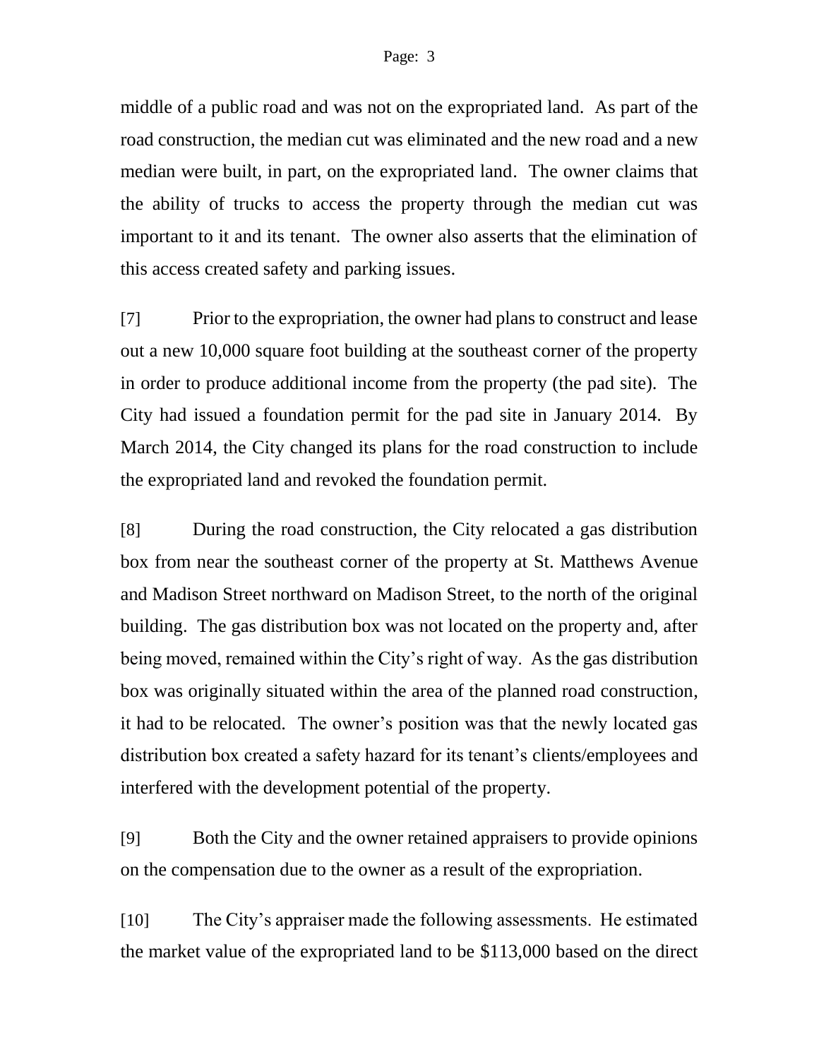middle of a public road and was not on the expropriated land. As part of the road construction, the median cut was eliminated and the new road and a new median were built, in part, on the expropriated land. The owner claims that the ability of trucks to access the property through the median cut was important to it and its tenant. The owner also asserts that the elimination of this access created safety and parking issues.

[7] Prior to the expropriation, the owner had plans to construct and lease out a new 10,000 square foot building at the southeast corner of the property in order to produce additional income from the property (the pad site). The City had issued a foundation permit for the pad site in January 2014. By March 2014, the City changed its plans for the road construction to include the expropriated land and revoked the foundation permit.

[8] During the road construction, the City relocated a gas distribution box from near the southeast corner of the property at St. Matthews Avenue and Madison Street northward on Madison Street, to the north of the original building. The gas distribution box was not located on the property and, after being moved, remained within the City's right of way. As the gas distribution box was originally situated within the area of the planned road construction, it had to be relocated. The owner's position was that the newly located gas distribution box created a safety hazard for its tenant's clients/employees and interfered with the development potential of the property.

[9] Both the City and the owner retained appraisers to provide opinions on the compensation due to the owner as a result of the expropriation.

[10] The City's appraiser made the following assessments. He estimated the market value of the expropriated land to be $113,000 based on the direct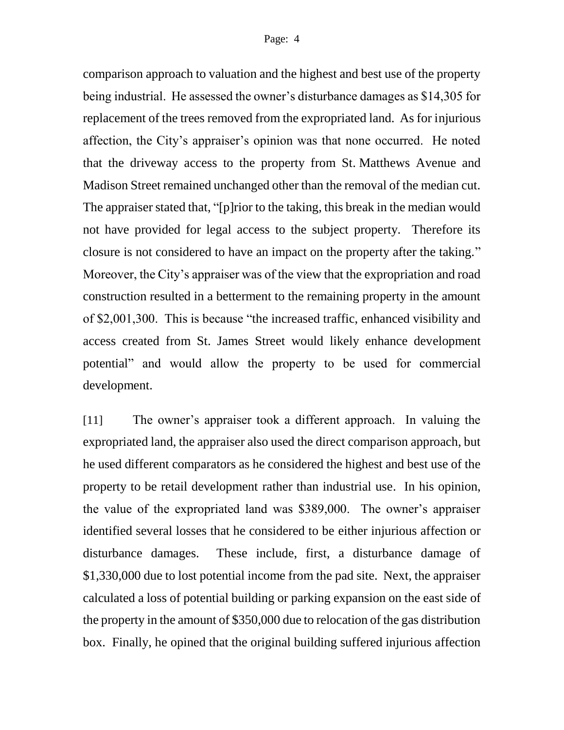comparison approach to valuation and the highest and best use of the property being industrial. He assessed the owner's disturbance damages as $14,305 for replacement of the trees removed from the expropriated land. As for injurious affection, the City's appraiser's opinion was that none occurred. He noted that the driveway access to the property from St. Matthews Avenue and Madison Street remained unchanged other than the removal of the median cut. The appraiser stated that, "[p]rior to the taking, this break in the median would not have provided for legal access to the subject property. Therefore its closure is not considered to have an impact on the property after the taking." Moreover, the City's appraiser was of the view that the expropriation and road construction resulted in a betterment to the remaining property in the amount of $2,001,300. This is because "the increased traffic, enhanced visibility and access created from St. James Street would likely enhance development potential" and would allow the property to be used for commercial development.

[11] The owner's appraiser took a different approach. In valuing the expropriated land, the appraiser also used the direct comparison approach, but he used different comparators as he considered the highest and best use of the property to be retail development rather than industrial use. In his opinion, the value of the expropriated land was $389,000. The owner's appraiser identified several losses that he considered to be either injurious affection or disturbance damages. These include, first, a disturbance damage of $1,330,000 due to lost potential income from the pad site. Next, the appraiser calculated a loss of potential building or parking expansion on the east side of the property in the amount of $350,000 due to relocation of the gas distribution box. Finally, he opined that the original building suffered injurious affection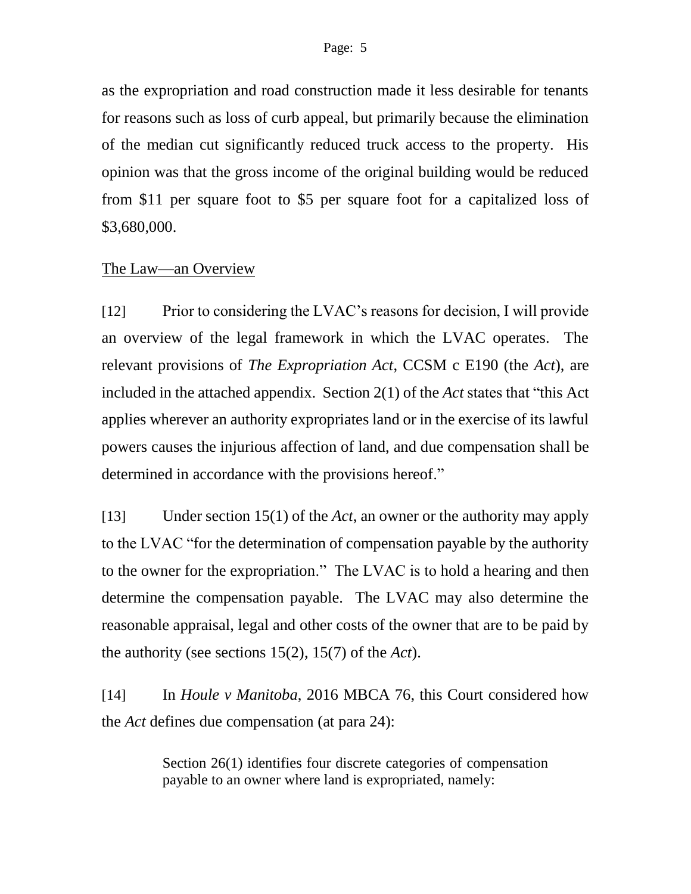as the expropriation and road construction made it less desirable for tenants for reasons such as loss of curb appeal, but primarily because the elimination of the median cut significantly reduced truck access to the property. His opinion was that the gross income of the original building would be reduced from $11 per square foot to $5 per square foot for a capitalized loss of $3,680,000.

<u>The Law—an Overview</u>

[12] Prior to considering the LVAC's reasons for decision, I will provide an overview of the legal framework in which the LVAC operates. The relevant provisions of *The Expropriation Act*, CCSM c E190 (the *Act*), are included in the attached appendix. Section 2(1) of the *Act* states that "this Act applies wherever an authority expropriates land or in the exercise of its lawful powers causes the injurious affection of land, and due compensation shall be determined in accordance with the provisions hereof."

[13] Under section 15(1) of the *Act*, an owner or the authority may apply to the LVAC "for the determination of compensation payable by the authority to the owner for the expropriation." The LVAC is to hold a hearing and then determine the compensation payable. The LVAC may also determine the reasonable appraisal, legal and other costs of the owner that are to be paid by the authority (see sections 15(2), 15(7) of the *Act*).

[14] In *Houle v Manitoba*, 2016 MBCA 76, this Court considered how the *Act* defines due compensation (at para 24):

> Section 26(1) identifies four discrete categories of compensation payable to an owner where land is expropriated, namely: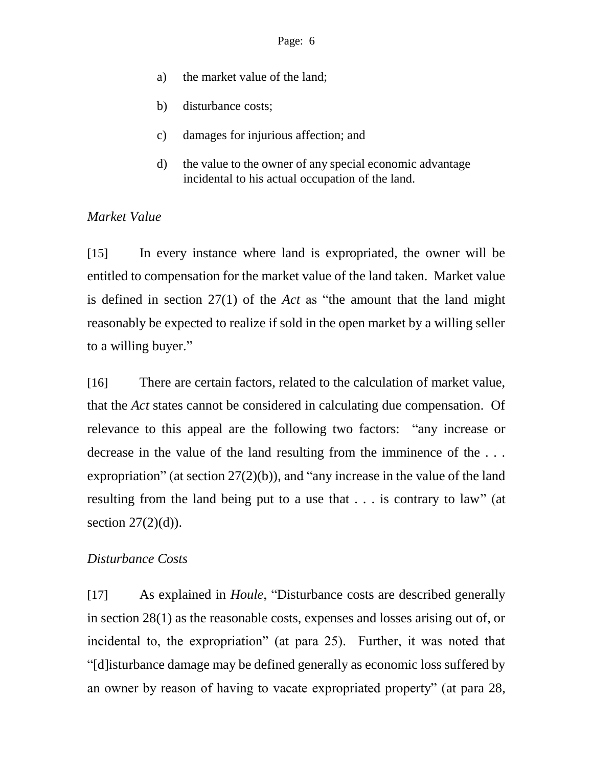a) the market value of the land;

b) disturbance costs;

c) damages for injurious affection; and

d) the value to the owner of any special economic advantage incidental to his actual occupation of the land.

*Market Value*

[15] In every instance where land is expropriated, the owner will be entitled to compensation for the market value of the land taken. Market value is defined in section 27(1) of the *Act* as "the amount that the land might reasonably be expected to realize if sold in the open market by a willing seller to a willing buyer."

[16] There are certain factors, related to the calculation of market value, that the *Act* states cannot be considered in calculating due compensation. Of relevance to this appeal are the following two factors: "any increase or decrease in the value of the land resulting from the imminence of the . . . expropriation" (at section 27(2)(b)), and "any increase in the value of the land resulting from the land being put to a use that . . . is contrary to law" (at section 27(2)(d)).

*Disturbance Costs*

[17] As explained in *Houle*, "Disturbance costs are described generally in section 28(1) as the reasonable costs, expenses and losses arising out of, or incidental to, the expropriation" (at para 25). Further, it was noted that "[d]isturbance damage may be defined generally as economic loss suffered by an owner by reason of having to vacate expropriated property" (at para 28,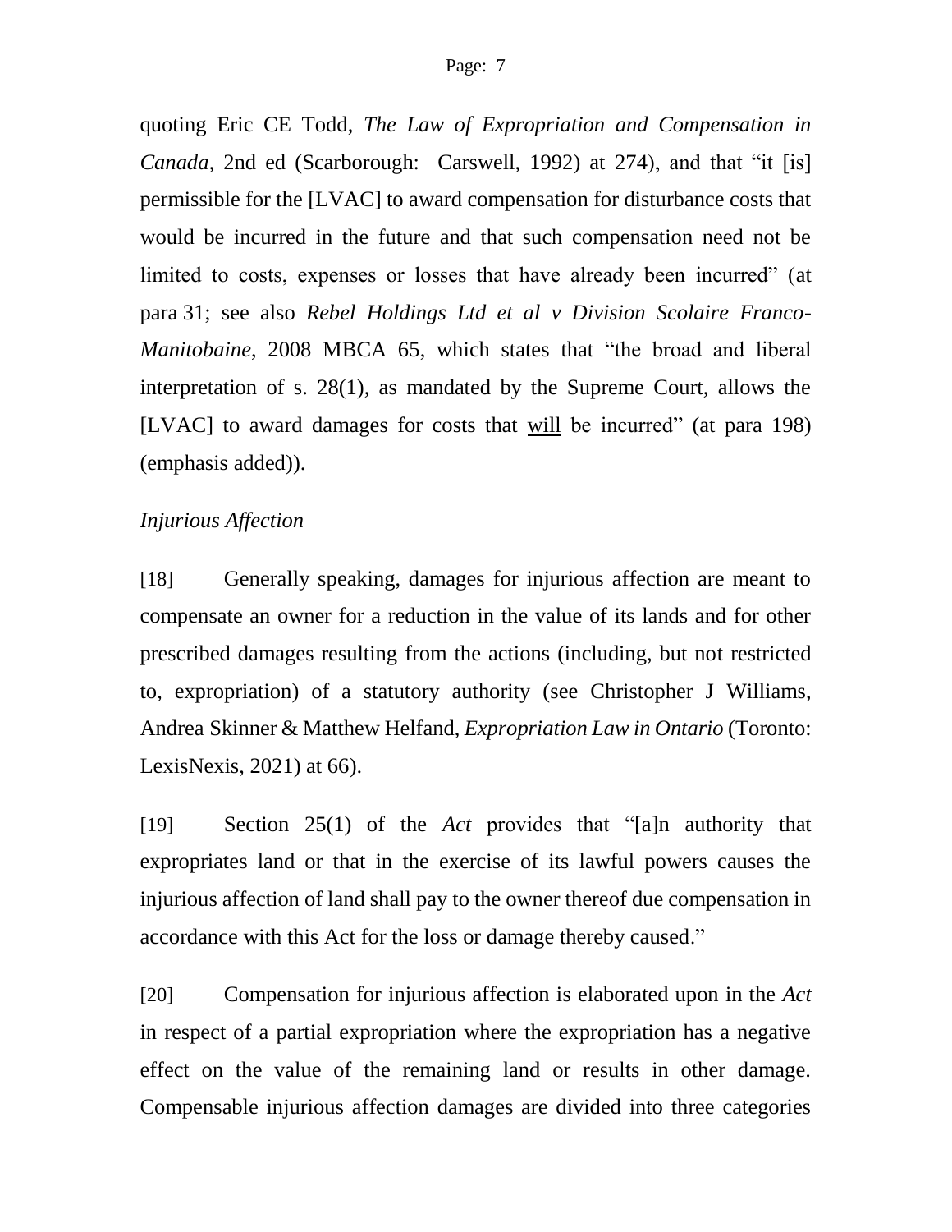quoting Eric CE Todd, *The Law of Expropriation and Compensation in Canada*, 2nd ed (Scarborough: Carswell, 1992) at 274), and that "it [is] permissible for the [LVAC] to award compensation for disturbance costs that would be incurred in the future and that such compensation need not be limited to costs, expenses or losses that have already been incurred" (at para 31; see also *Rebel Holdings Ltd et al v Division Scolaire Franco-Manitobaine*, 2008 MBCA 65, which states that "the broad and liberal interpretation of s. 28(1), as mandated by the Supreme Court, allows the [LVAC] to award damages for costs that <u>will</u> be incurred" (at para 198) (emphasis added)).

*Injurious Affection*

[18] Generally speaking, damages for injurious affection are meant to compensate an owner for a reduction in the value of its lands and for other prescribed damages resulting from the actions (including, but not restricted to, expropriation) of a statutory authority (see Christopher J Williams, Andrea Skinner & Matthew Helfand, *Expropriation Law in Ontario* (Toronto: LexisNexis, 2021) at 66).

[19] Section 25(1) of the *Act* provides that "[a]n authority that expropriates land or that in the exercise of its lawful powers causes the injurious affection of land shall pay to the owner thereof due compensation in accordance with this Act for the loss or damage thereby caused."

[20] Compensation for injurious affection is elaborated upon in the *Act* in respect of a partial expropriation where the expropriation has a negative effect on the value of the remaining land or results in other damage. Compensable injurious affection damages are divided into three categories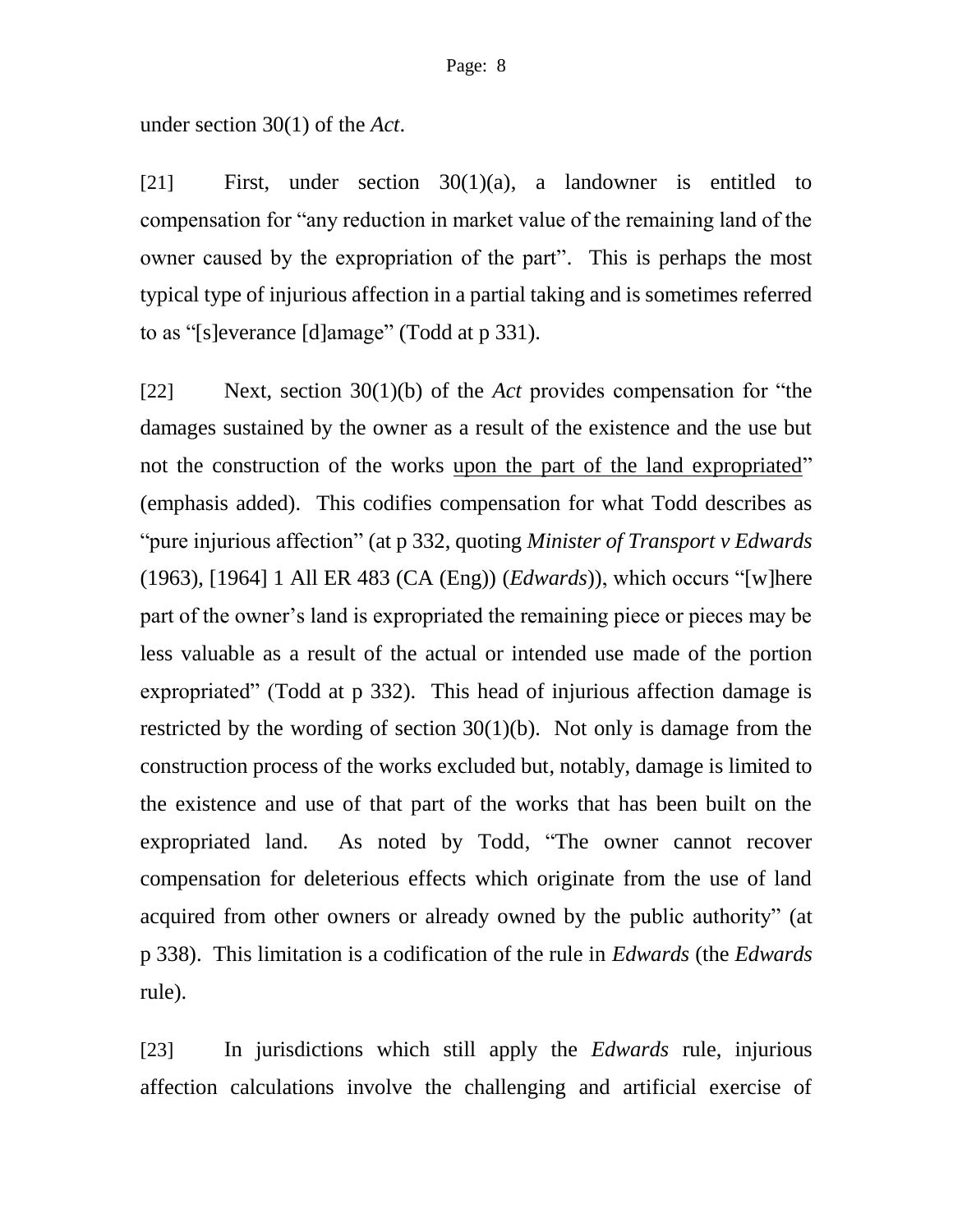under section 30(1) of the *Act*.

[21] First, under section 30(1)(a), a landowner is entitled to compensation for "any reduction in market value of the remaining land of the owner caused by the expropriation of the part". This is perhaps the most typical type of injurious affection in a partial taking and is sometimes referred to as "[s]everance [d]amage" (Todd at p 331).

[22] Next, section 30(1)(b) of the *Act* provides compensation for "the damages sustained by the owner as a result of the existence and the use but not the construction of the works <u>upon the part of the land expropriated</u>" (emphasis added). This codifies compensation for what Todd describes as "pure injurious affection" (at p 332, quoting *Minister of Transport v Edwards* (1963), [1964] 1 All ER 483 (CA (Eng)) (*Edwards*)), which occurs "[w]here part of the owner's land is expropriated the remaining piece or pieces may be less valuable as a result of the actual or intended use made of the portion expropriated" (Todd at p 332). This head of injurious affection damage is restricted by the wording of section 30(1)(b). Not only is damage from the construction process of the works excluded but, notably, damage is limited to the existence and use of that part of the works that has been built on the expropriated land. As noted by Todd, "The owner cannot recover compensation for deleterious effects which originate from the use of land acquired from other owners or already owned by the public authority" (at p 338). This limitation is a codification of the rule in *Edwards* (the *Edwards* rule).

[23] In jurisdictions which still apply the *Edwards* rule, injurious affection calculations involve the challenging and artificial exercise of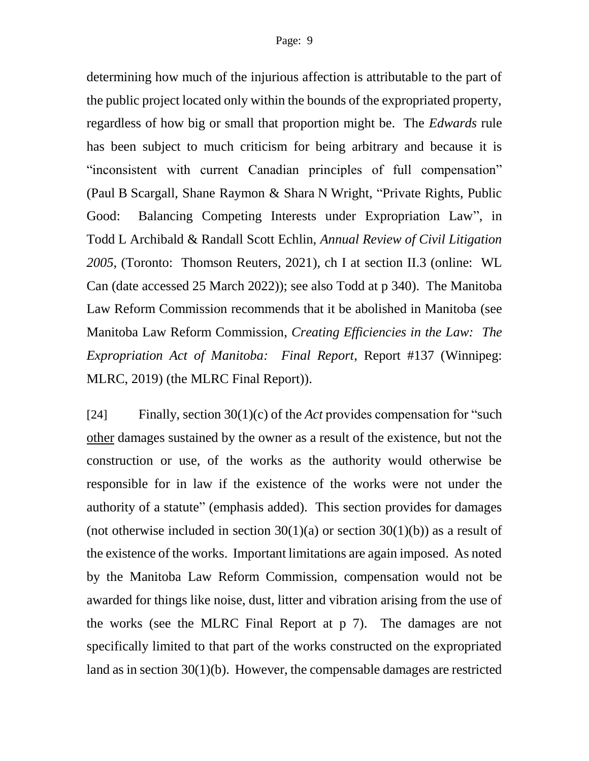determining how much of the injurious affection is attributable to the part of the public project located only within the bounds of the expropriated property, regardless of how big or small that proportion might be. The *Edwards* rule has been subject to much criticism for being arbitrary and because it is "inconsistent with current Canadian principles of full compensation" (Paul B Scargall, Shane Raymon & Shara N Wright, "Private Rights, Public Good: Balancing Competing Interests under Expropriation Law", in Todd L Archibald & Randall Scott Echlin, *Annual Review of Civil Litigation 2005*, (Toronto: Thomson Reuters, 2021), ch I at section II.3 (online: WL Can (date accessed 25 March 2022)); see also Todd at p 340). The Manitoba Law Reform Commission recommends that it be abolished in Manitoba (see Manitoba Law Reform Commission, *Creating Efficiencies in the Law: The Expropriation Act of Manitoba: Final Report*, Report #137 (Winnipeg: MLRC, 2019) (the MLRC Final Report)).

[24] Finally, section 30(1)(c) of the *Act* provides compensation for "such <u>other</u> damages sustained by the owner as a result of the existence, but not the construction or use, of the works as the authority would otherwise be responsible for in law if the existence of the works were not under the authority of a statute" (emphasis added). This section provides for damages (not otherwise included in section 30(1)(a) or section 30(1)(b)) as a result of the existence of the works. Important limitations are again imposed. As noted by the Manitoba Law Reform Commission, compensation would not be awarded for things like noise, dust, litter and vibration arising from the use of the works (see the MLRC Final Report at p 7). The damages are not specifically limited to that part of the works constructed on the expropriated land as in section 30(1)(b). However, the compensable damages are restricted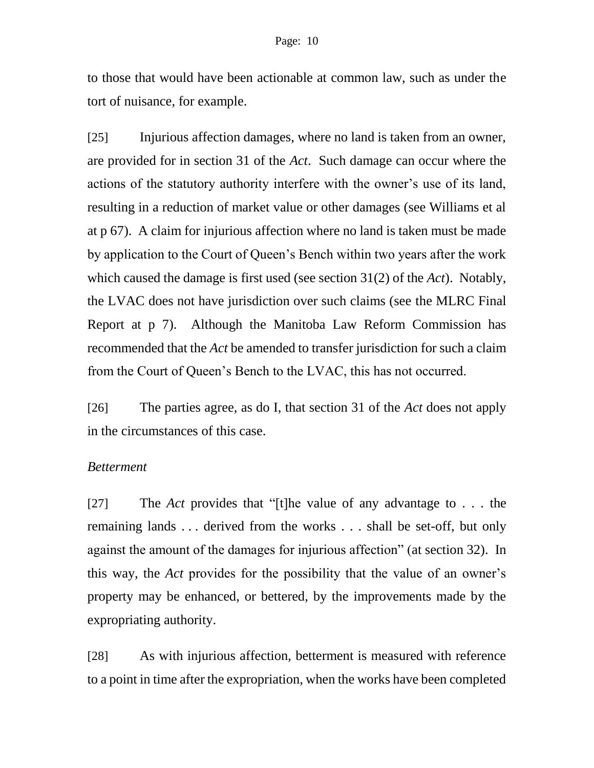to those that would have been actionable at common law, such as under the tort of nuisance, for example.

[25] Injurious affection damages, where no land is taken from an owner, are provided for in section 31 of the *Act*. Such damage can occur where the actions of the statutory authority interfere with the owner's use of its land, resulting in a reduction of market value or other damages (see Williams et al at p 67). A claim for injurious affection where no land is taken must be made by application to the Court of Queen's Bench within two years after the work which caused the damage is first used (see section 31(2) of the *Act*). Notably, the LVAC does not have jurisdiction over such claims (see the MLRC Final Report at p 7). Although the Manitoba Law Reform Commission has recommended that the *Act* be amended to transfer jurisdiction for such a claim from the Court of Queen's Bench to the LVAC, this has not occurred.

[26] The parties agree, as do I, that section 31 of the *Act* does not apply in the circumstances of this case.

*Betterment*

[27] The *Act* provides that "[t]he value of any advantage to . . . the remaining lands . . . derived from the works . . . shall be set-off, but only against the amount of the damages for injurious affection" (at section 32). In this way, the *Act* provides for the possibility that the value of an owner's property may be enhanced, or bettered, by the improvements made by the expropriating authority.

[28] As with injurious affection, betterment is measured with reference to a point in time after the expropriation, when the works have been completed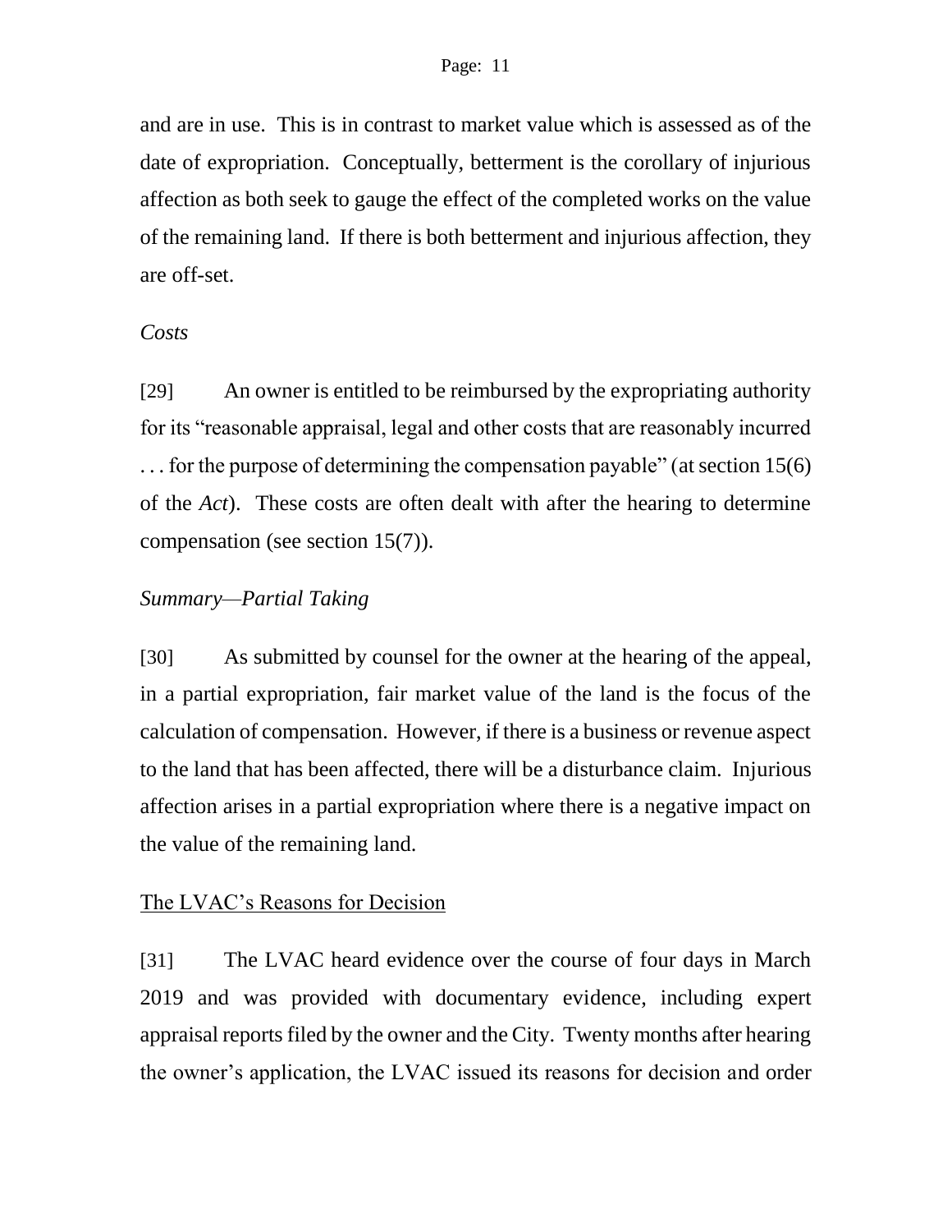and are in use. This is in contrast to market value which is assessed as of the date of expropriation. Conceptually, betterment is the corollary of injurious affection as both seek to gauge the effect of the completed works on the value of the remaining land. If there is both betterment and injurious affection, they are off-set.

*Costs*

[29] An owner is entitled to be reimbursed by the expropriating authority for its "reasonable appraisal, legal and other costs that are reasonably incurred . . . for the purpose of determining the compensation payable" (at section 15(6) of the *Act*). These costs are often dealt with after the hearing to determine compensation (see section 15(7)).

*Summary—Partial Taking*

[30] As submitted by counsel for the owner at the hearing of the appeal, in a partial expropriation, fair market value of the land is the focus of the calculation of compensation. However, if there is a business or revenue aspect to the land that has been affected, there will be a disturbance claim. Injurious affection arises in a partial expropriation where there is a negative impact on the value of the remaining land.

<u>The LVAC's Reasons for Decision</u>

[31] The LVAC heard evidence over the course of four days in March 2019 and was provided with documentary evidence, including expert appraisal reports filed by the owner and the City. Twenty months after hearing the owner's application, the LVAC issued its reasons for decision and order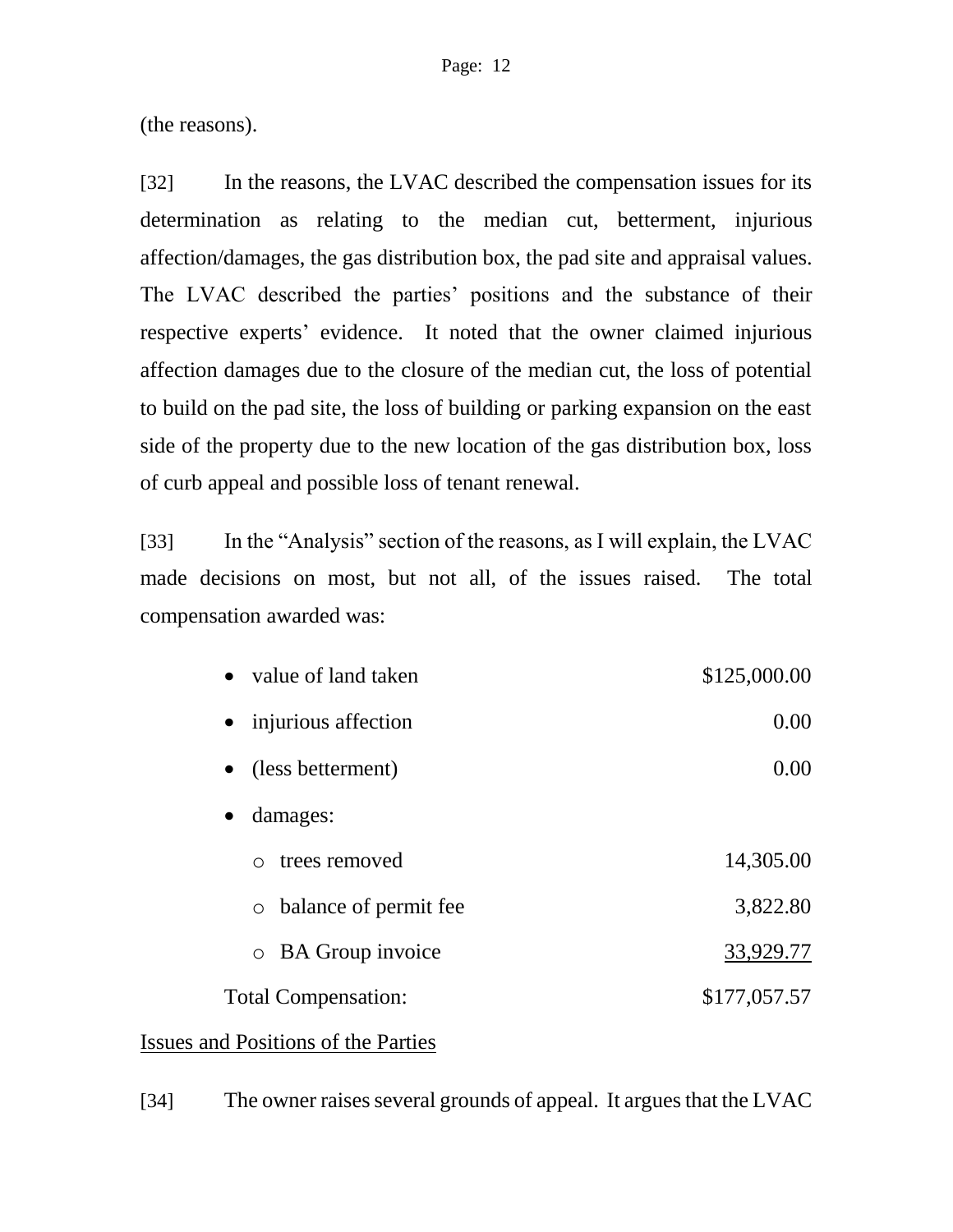(the reasons).

[32] In the reasons, the LVAC described the compensation issues for its determination as relating to the median cut, betterment, injurious affection/damages, the gas distribution box, the pad site and appraisal values. The LVAC described the parties' positions and the substance of their respective experts' evidence. It noted that the owner claimed injurious affection damages due to the closure of the median cut, the loss of potential to build on the pad site, the loss of building or parking expansion on the east side of the property due to the new location of the gas distribution box, loss of curb appeal and possible loss of tenant renewal.

[33] In the "Analysis" section of the reasons, as I will explain, the LVAC made decisions on most, but not all, of the issues raised. The total compensation awarded was:

| | |
|---|---|
| • value of land taken | $125,000.00 |
| • injurious affection | 0.00 |
| • (less betterment) | 0.00 |
| • damages: | |
| ○ trees removed | 14,305.00 |
| ○ balance of permit fee | 3,822.80 |
| ○ BA Group invoice | 33,929.77 |
| Total Compensation: | $177,057.57 |

Issues and Positions of the Parties

[34] The owner raises several grounds of appeal. It argues that the LVAC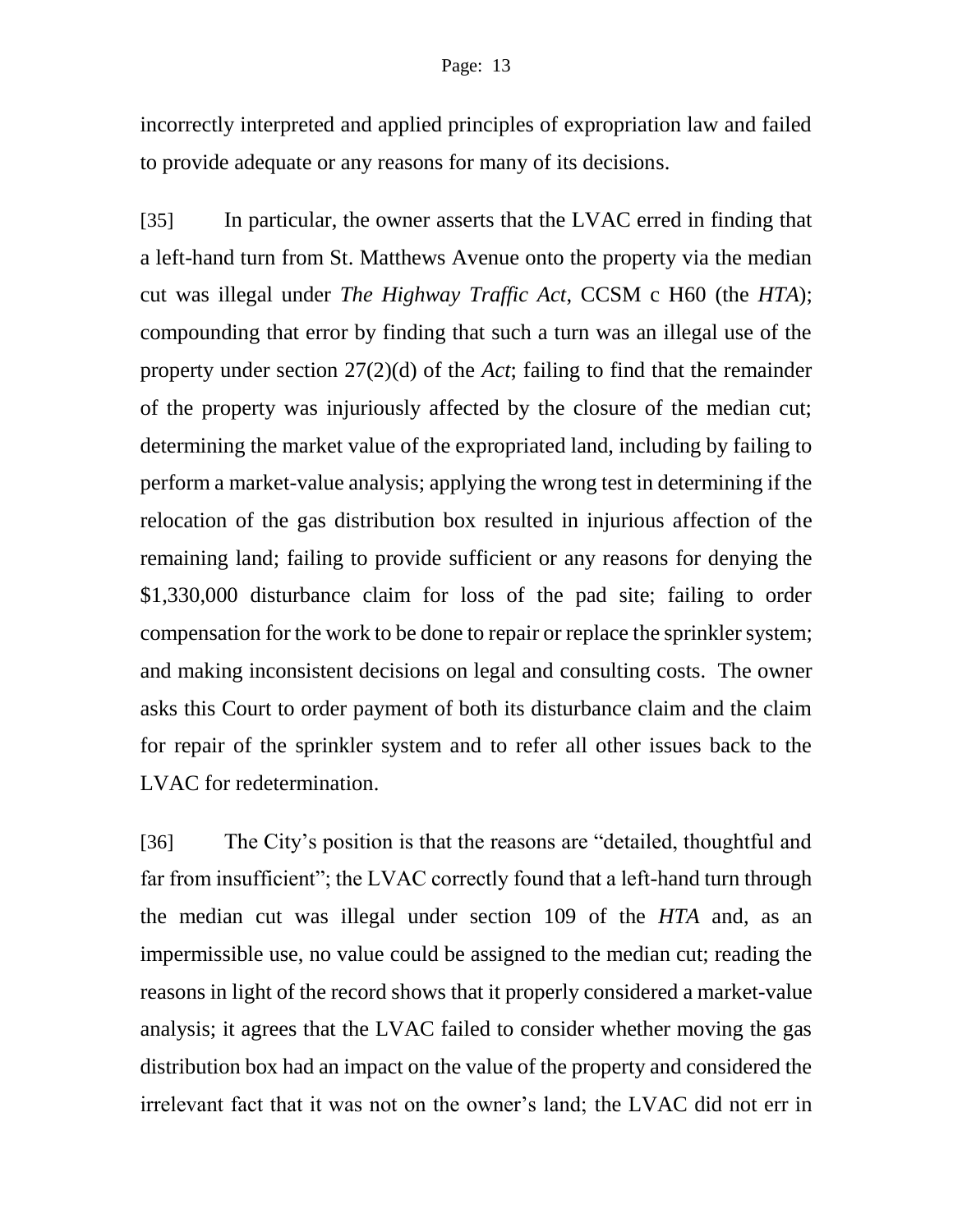incorrectly interpreted and applied principles of expropriation law and failed to provide adequate or any reasons for many of its decisions.

[35] In particular, the owner asserts that the LVAC erred in finding that a left-hand turn from St. Matthews Avenue onto the property via the median cut was illegal under *The Highway Traffic Act*, CCSM c H60 (the *HTA*); compounding that error by finding that such a turn was an illegal use of the property under section 27(2)(d) of the *Act*; failing to find that the remainder of the property was injuriously affected by the closure of the median cut; determining the market value of the expropriated land, including by failing to perform a market-value analysis; applying the wrong test in determining if the relocation of the gas distribution box resulted in injurious affection of the remaining land; failing to provide sufficient or any reasons for denying the $1,330,000 disturbance claim for loss of the pad site; failing to order compensation for the work to be done to repair or replace the sprinkler system; and making inconsistent decisions on legal and consulting costs. The owner asks this Court to order payment of both its disturbance claim and the claim for repair of the sprinkler system and to refer all other issues back to the LVAC for redetermination.

[36] The City's position is that the reasons are "detailed, thoughtful and far from insufficient"; the LVAC correctly found that a left-hand turn through the median cut was illegal under section 109 of the *HTA* and, as an impermissible use, no value could be assigned to the median cut; reading the reasons in light of the record shows that it properly considered a market-value analysis; it agrees that the LVAC failed to consider whether moving the gas distribution box had an impact on the value of the property and considered the irrelevant fact that it was not on the owner's land; the LVAC did not err in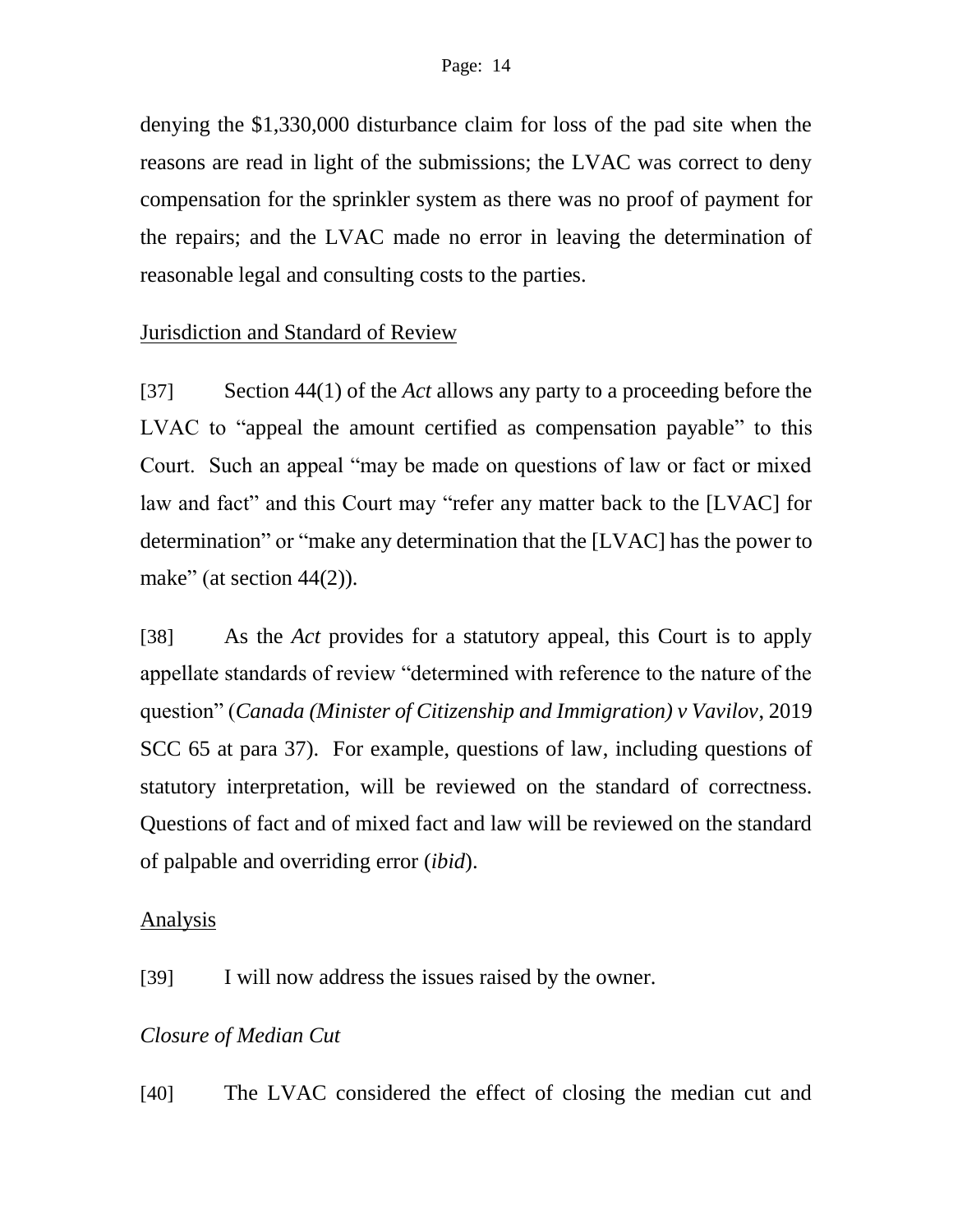denying the $1,330,000 disturbance claim for loss of the pad site when the reasons are read in light of the submissions; the LVAC was correct to deny compensation for the sprinkler system as there was no proof of payment for the repairs; and the LVAC made no error in leaving the determination of reasonable legal and consulting costs to the parties.

Jurisdiction and Standard of Review

[37] Section 44(1) of the *Act* allows any party to a proceeding before the LVAC to "appeal the amount certified as compensation payable" to this Court. Such an appeal "may be made on questions of law or fact or mixed law and fact" and this Court may "refer any matter back to the [LVAC] for determination" or "make any determination that the [LVAC] has the power to make" (at section 44(2)).

[38] As the *Act* provides for a statutory appeal, this Court is to apply appellate standards of review "determined with reference to the nature of the question" (*Canada (Minister of Citizenship and Immigration) v Vavilov*, 2019 SCC 65 at para 37). For example, questions of law, including questions of statutory interpretation, will be reviewed on the standard of correctness. Questions of fact and of mixed fact and law will be reviewed on the standard of palpable and overriding error (*ibid*).

Analysis

[39] I will now address the issues raised by the owner.

*Closure of Median Cut*

[40] The LVAC considered the effect of closing the median cut and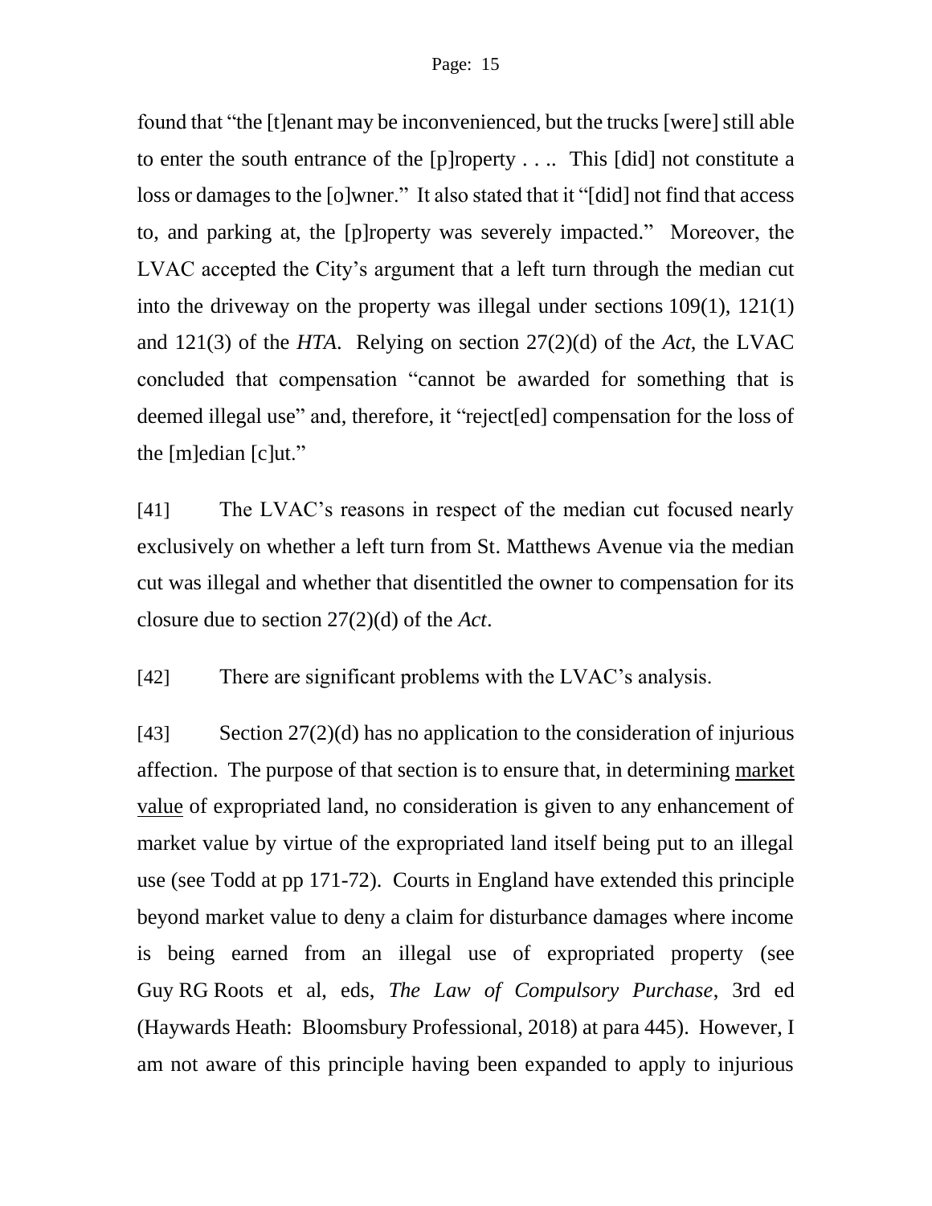found that "the [t]enant may be inconvenienced, but the trucks [were] still able to enter the south entrance of the [p]roperty . . .. This [did] not constitute a loss or damages to the [o]wner." It also stated that it "[did] not find that access to, and parking at, the [p]roperty was severely impacted." Moreover, the LVAC accepted the City's argument that a left turn through the median cut into the driveway on the property was illegal under sections 109(1), 121(1) and 121(3) of the *HTA*. Relying on section 27(2)(d) of the *Act*, the LVAC concluded that compensation "cannot be awarded for something that is deemed illegal use" and, therefore, it "reject[ed] compensation for the loss of the [m]edian [c]ut."

[41] The LVAC's reasons in respect of the median cut focused nearly exclusively on whether a left turn from St. Matthews Avenue via the median cut was illegal and whether that disentitled the owner to compensation for its closure due to section 27(2)(d) of the *Act*.

[42] There are significant problems with the LVAC's analysis.

[43] Section 27(2)(d) has no application to the consideration of injurious affection. The purpose of that section is to ensure that, in determining <u>market value</u> of expropriated land, no consideration is given to any enhancement of market value by virtue of the expropriated land itself being put to an illegal use (see Todd at pp 171-72). Courts in England have extended this principle beyond market value to deny a claim for disturbance damages where income is being earned from an illegal use of expropriated property (see Guy RG Roots et al, eds, *The Law of Compulsory Purchase*, 3rd ed (Haywards Heath: Bloomsbury Professional, 2018) at para 445). However, I am not aware of this principle having been expanded to apply to injurious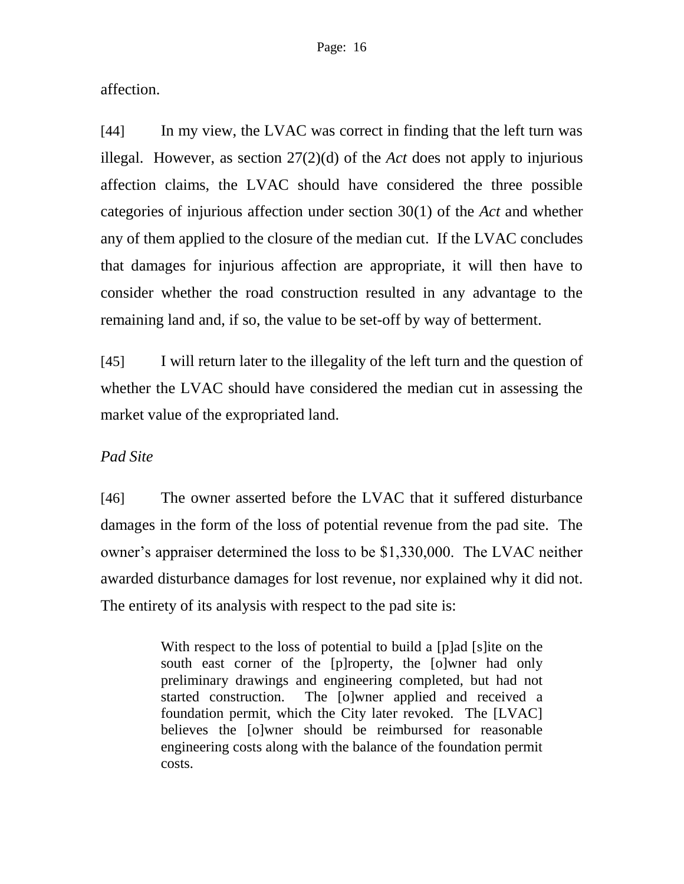affection.

[44] In my view, the LVAC was correct in finding that the left turn was illegal. However, as section 27(2)(d) of the *Act* does not apply to injurious affection claims, the LVAC should have considered the three possible categories of injurious affection under section 30(1) of the *Act* and whether any of them applied to the closure of the median cut. If the LVAC concludes that damages for injurious affection are appropriate, it will then have to consider whether the road construction resulted in any advantage to the remaining land and, if so, the value to be set-off by way of betterment.

[45] I will return later to the illegality of the left turn and the question of whether the LVAC should have considered the median cut in assessing the market value of the expropriated land.

*Pad Site*

[46] The owner asserted before the LVAC that it suffered disturbance damages in the form of the loss of potential revenue from the pad site. The owner's appraiser determined the loss to be $1,330,000. The LVAC neither awarded disturbance damages for lost revenue, nor explained why it did not. The entirety of its analysis with respect to the pad site is:

> With respect to the loss of potential to build a [p]ad [s]ite on the south east corner of the [p]roperty, the [o]wner had only preliminary drawings and engineering completed, but had not started construction. The [o]wner applied and received a foundation permit, which the City later revoked. The [LVAC] believes the [o]wner should be reimbursed for reasonable engineering costs along with the balance of the foundation permit costs.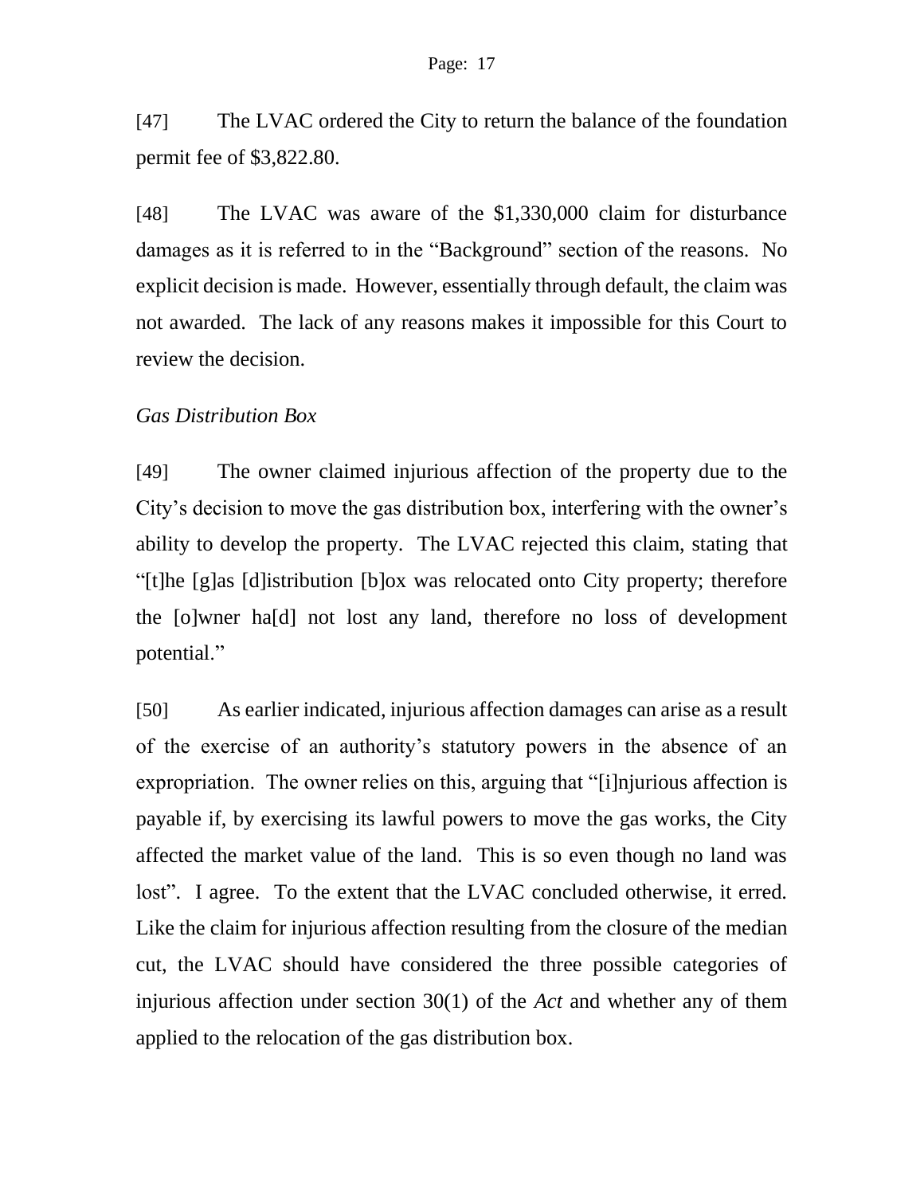[47] The LVAC ordered the City to return the balance of the foundation permit fee of $3,822.80.

[48] The LVAC was aware of the $1,330,000 claim for disturbance damages as it is referred to in the "Background" section of the reasons. No explicit decision is made. However, essentially through default, the claim was not awarded. The lack of any reasons makes it impossible for this Court to review the decision.

*Gas Distribution Box*

[49] The owner claimed injurious affection of the property due to the City's decision to move the gas distribution box, interfering with the owner's ability to develop the property. The LVAC rejected this claim, stating that "[t]he [g]as [d]istribution [b]ox was relocated onto City property; therefore the [o]wner ha[d] not lost any land, therefore no loss of development potential."

[50] As earlier indicated, injurious affection damages can arise as a result of the exercise of an authority's statutory powers in the absence of an expropriation. The owner relies on this, arguing that "[i]njurious affection is payable if, by exercising its lawful powers to move the gas works, the City affected the market value of the land. This is so even though no land was lost". I agree. To the extent that the LVAC concluded otherwise, it erred. Like the claim for injurious affection resulting from the closure of the median cut, the LVAC should have considered the three possible categories of injurious affection under section 30(1) of the *Act* and whether any of them applied to the relocation of the gas distribution box.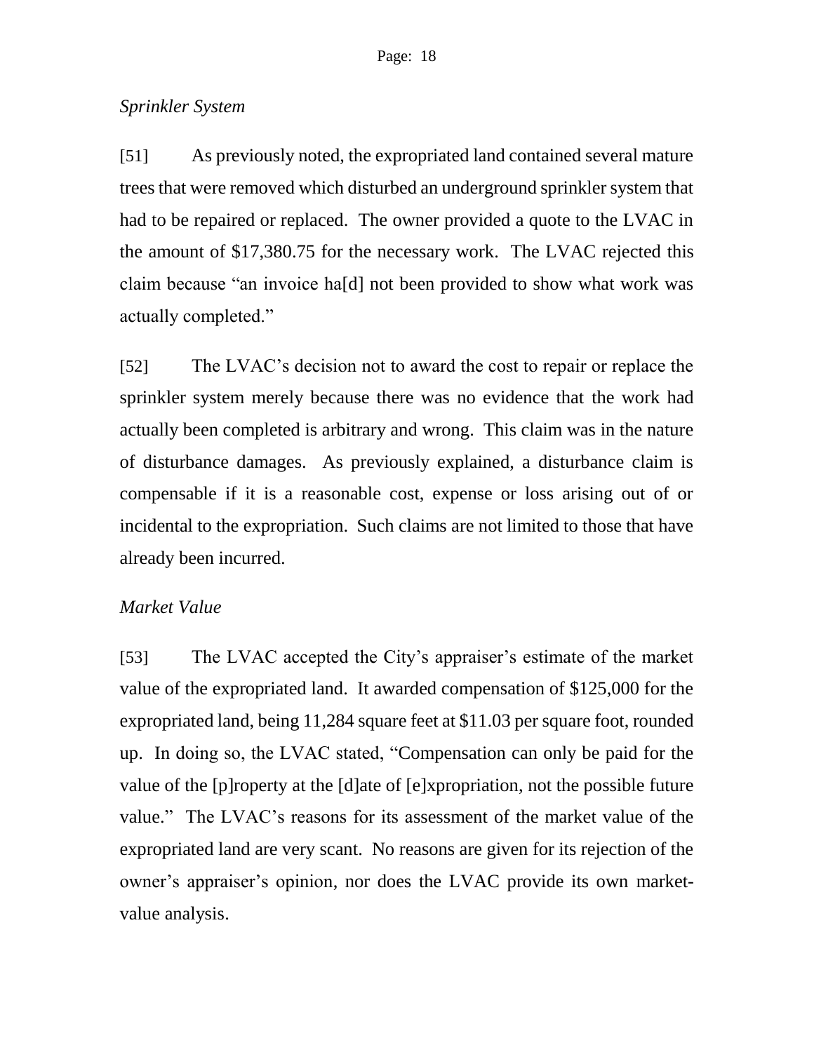*Sprinkler System*

[51] As previously noted, the expropriated land contained several mature trees that were removed which disturbed an underground sprinkler system that had to be repaired or replaced. The owner provided a quote to the LVAC in the amount of $17,380.75 for the necessary work. The LVAC rejected this claim because "an invoice ha[d] not been provided to show what work was actually completed."

[52] The LVAC's decision not to award the cost to repair or replace the sprinkler system merely because there was no evidence that the work had actually been completed is arbitrary and wrong. This claim was in the nature of disturbance damages. As previously explained, a disturbance claim is compensable if it is a reasonable cost, expense or loss arising out of or incidental to the expropriation. Such claims are not limited to those that have already been incurred.

*Market Value*

[53] The LVAC accepted the City's appraiser's estimate of the market value of the expropriated land. It awarded compensation of $125,000 for the expropriated land, being 11,284 square feet at $11.03 per square foot, rounded up. In doing so, the LVAC stated, "Compensation can only be paid for the value of the [p]roperty at the [d]ate of [e]xpropriation, not the possible future value." The LVAC's reasons for its assessment of the market value of the expropriated land are very scant. No reasons are given for its rejection of the owner's appraiser's opinion, nor does the LVAC provide its own market-value analysis.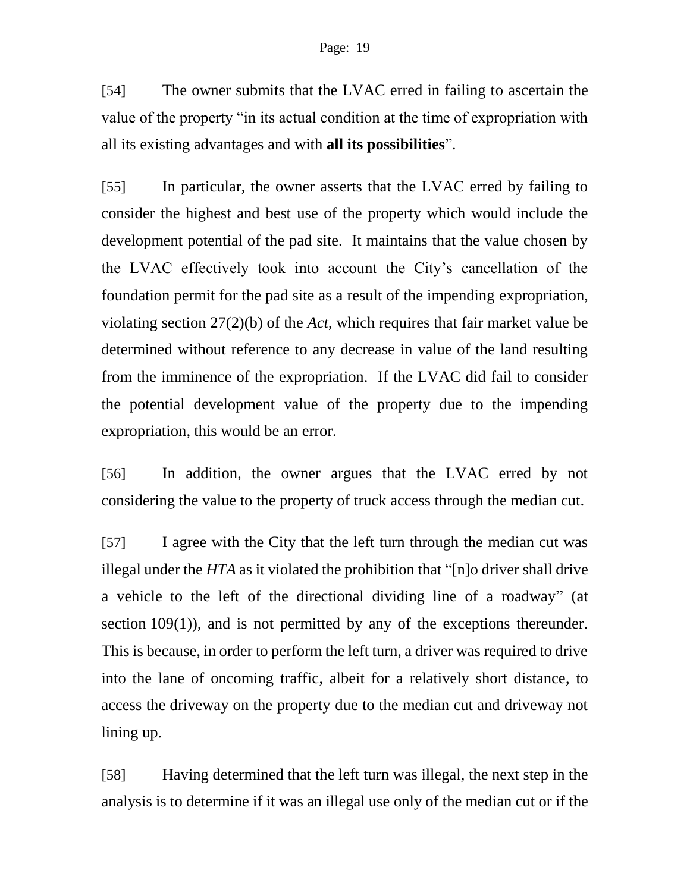[54] The owner submits that the LVAC erred in failing to ascertain the value of the property "in its actual condition at the time of expropriation with all its existing advantages and with **all its possibilities**".

[55] In particular, the owner asserts that the LVAC erred by failing to consider the highest and best use of the property which would include the development potential of the pad site. It maintains that the value chosen by the LVAC effectively took into account the City's cancellation of the foundation permit for the pad site as a result of the impending expropriation, violating section 27(2)(b) of the *Act*, which requires that fair market value be determined without reference to any decrease in value of the land resulting from the imminence of the expropriation. If the LVAC did fail to consider the potential development value of the property due to the impending expropriation, this would be an error.

[56] In addition, the owner argues that the LVAC erred by not considering the value to the property of truck access through the median cut.

[57] I agree with the City that the left turn through the median cut was illegal under the *HTA* as it violated the prohibition that "[n]o driver shall drive a vehicle to the left of the directional dividing line of a roadway" (at section 109(1)), and is not permitted by any of the exceptions thereunder. This is because, in order to perform the left turn, a driver was required to drive into the lane of oncoming traffic, albeit for a relatively short distance, to access the driveway on the property due to the median cut and driveway not lining up.

[58] Having determined that the left turn was illegal, the next step in the analysis is to determine if it was an illegal use only of the median cut or if the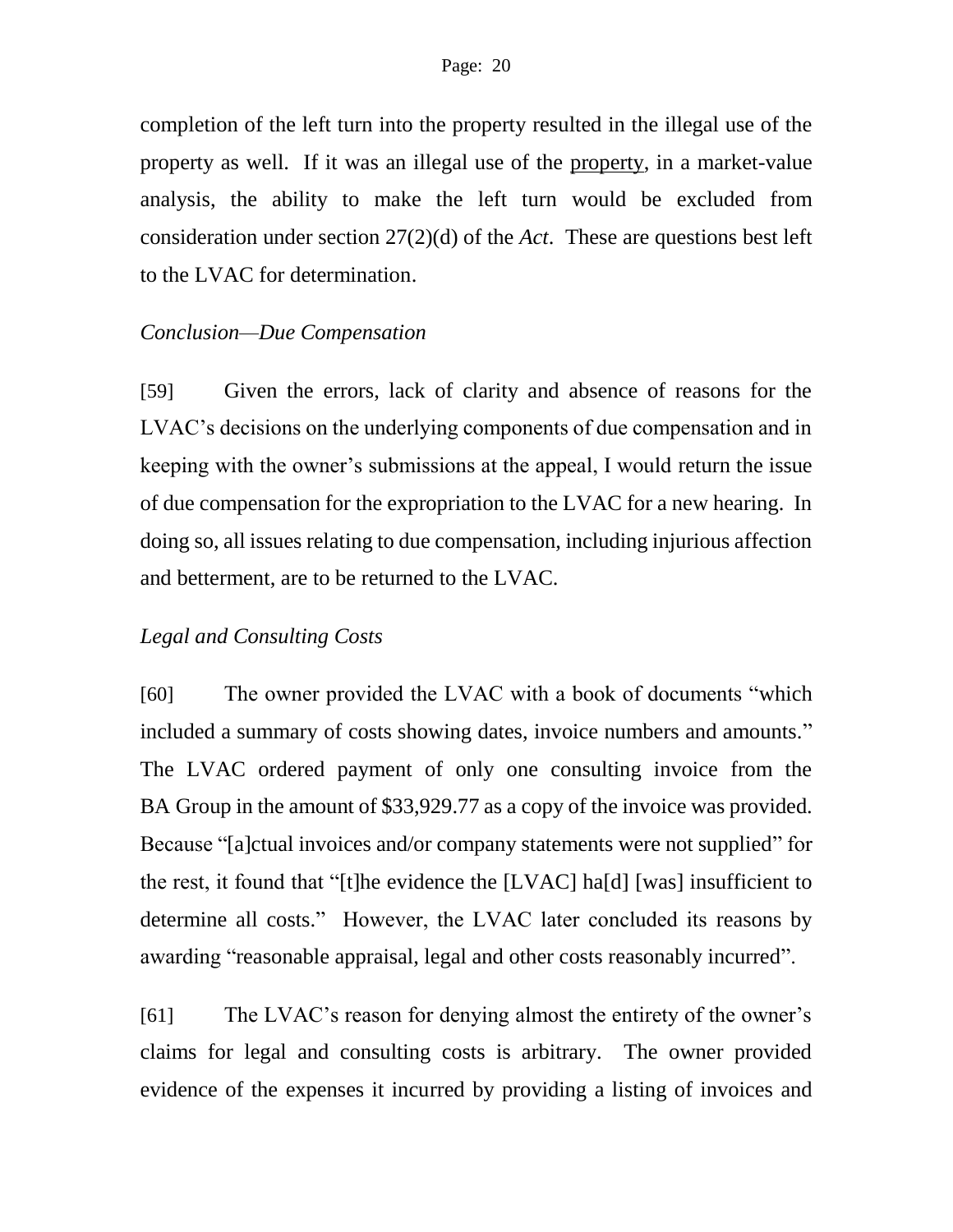completion of the left turn into the property resulted in the illegal use of the property as well. If it was an illegal use of the <u>property</u>, in a market-value analysis, the ability to make the left turn would be excluded from consideration under section 27(2)(d) of the *Act*. These are questions best left to the LVAC for determination.

*Conclusion—Due Compensation*

[59] Given the errors, lack of clarity and absence of reasons for the LVAC's decisions on the underlying components of due compensation and in keeping with the owner's submissions at the appeal, I would return the issue of due compensation for the expropriation to the LVAC for a new hearing. In doing so, all issues relating to due compensation, including injurious affection and betterment, are to be returned to the LVAC.

*Legal and Consulting Costs*

[60] The owner provided the LVAC with a book of documents "which included a summary of costs showing dates, invoice numbers and amounts." The LVAC ordered payment of only one consulting invoice from the BA Group in the amount of $33,929.77 as a copy of the invoice was provided. Because "[a]ctual invoices and/or company statements were not supplied" for the rest, it found that "[t]he evidence the [LVAC] ha[d] [was] insufficient to determine all costs." However, the LVAC later concluded its reasons by awarding "reasonable appraisal, legal and other costs reasonably incurred".

[61] The LVAC's reason for denying almost the entirety of the owner's claims for legal and consulting costs is arbitrary. The owner provided evidence of the expenses it incurred by providing a listing of invoices and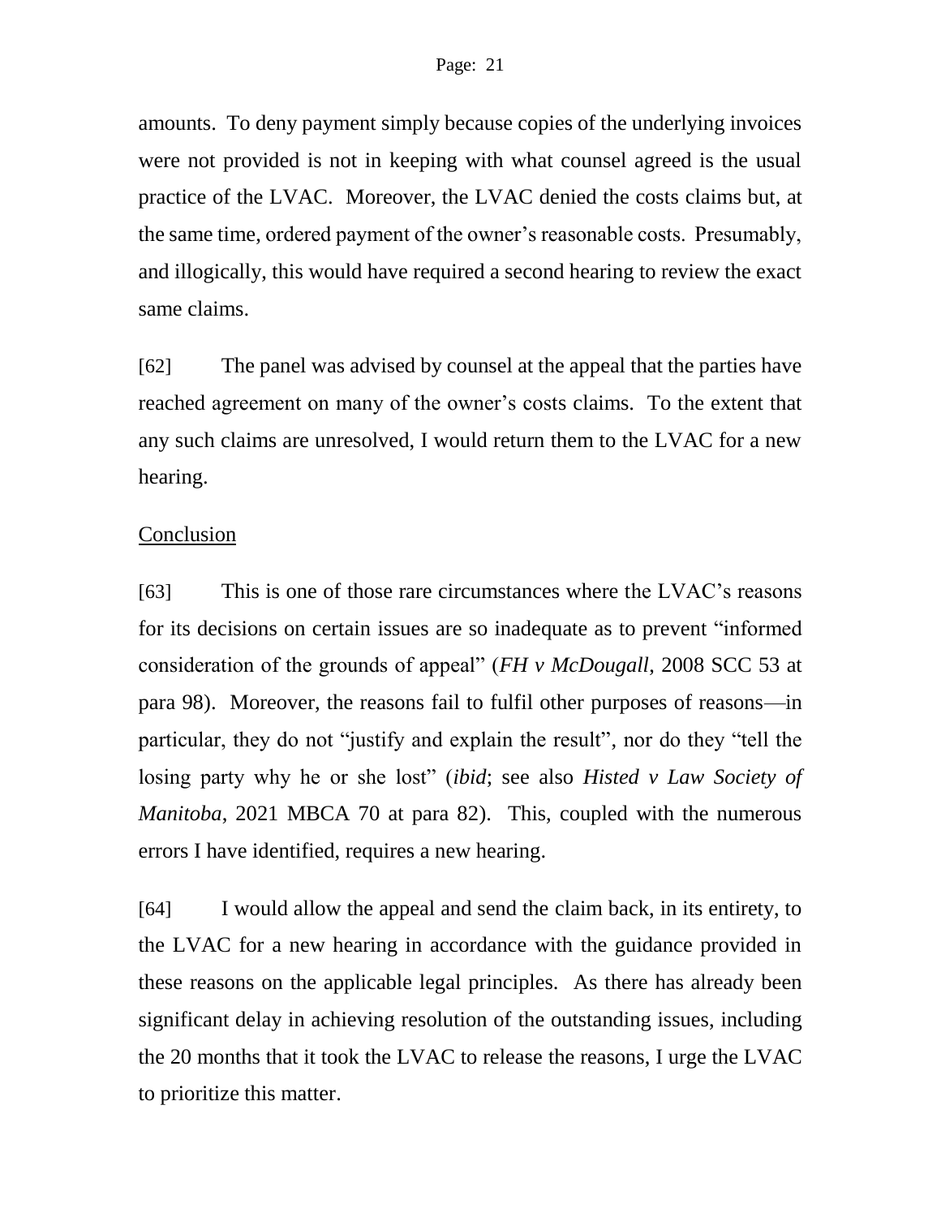amounts. To deny payment simply because copies of the underlying invoices were not provided is not in keeping with what counsel agreed is the usual practice of the LVAC. Moreover, the LVAC denied the costs claims but, at the same time, ordered payment of the owner's reasonable costs. Presumably, and illogically, this would have required a second hearing to review the exact same claims.

[62] The panel was advised by counsel at the appeal that the parties have reached agreement on many of the owner's costs claims. To the extent that any such claims are unresolved, I would return them to the LVAC for a new hearing.

<u>Conclusion</u>

[63] This is one of those rare circumstances where the LVAC's reasons for its decisions on certain issues are so inadequate as to prevent "informed consideration of the grounds of appeal" (*FH v McDougall*, 2008 SCC 53 at para 98). Moreover, the reasons fail to fulfil other purposes of reasons—in particular, they do not "justify and explain the result", nor do they "tell the losing party why he or she lost" (*ibid*; see also *Histed v Law Society of Manitoba*, 2021 MBCA 70 at para 82). This, coupled with the numerous errors I have identified, requires a new hearing.

[64] I would allow the appeal and send the claim back, in its entirety, to the LVAC for a new hearing in accordance with the guidance provided in these reasons on the applicable legal principles. As there has already been significant delay in achieving resolution of the outstanding issues, including the 20 months that it took the LVAC to release the reasons, I urge the LVAC to prioritize this matter.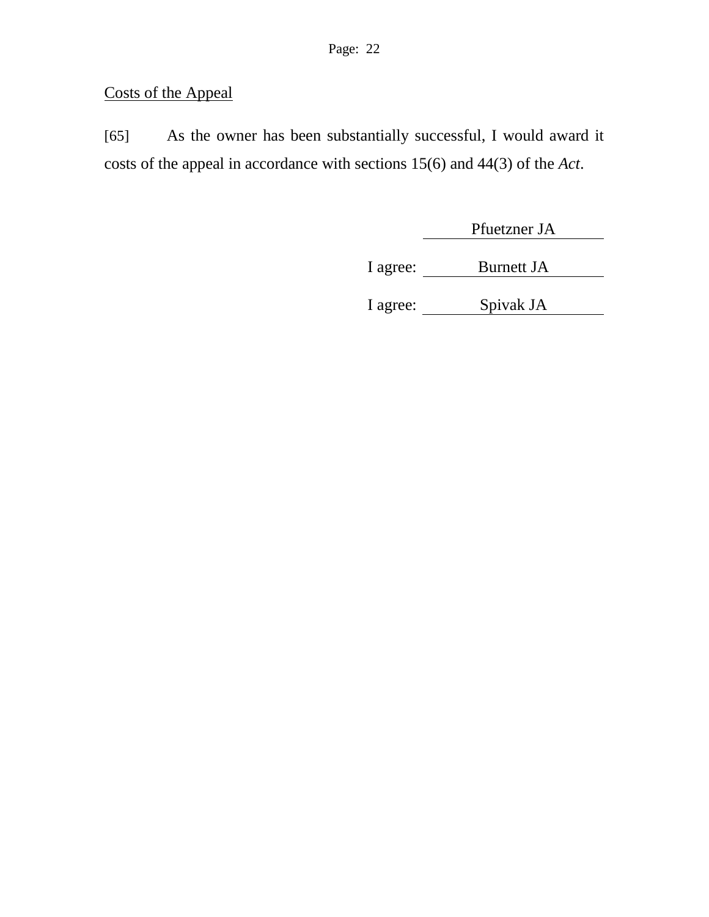Costs of the Appeal

[65] As the owner has been substantially successful, I would award it costs of the appeal in accordance with sections 15(6) and 44(3) of the *Act*.

Pfuetzner JA

I agree: Burnett JA

I agree: Spivak JA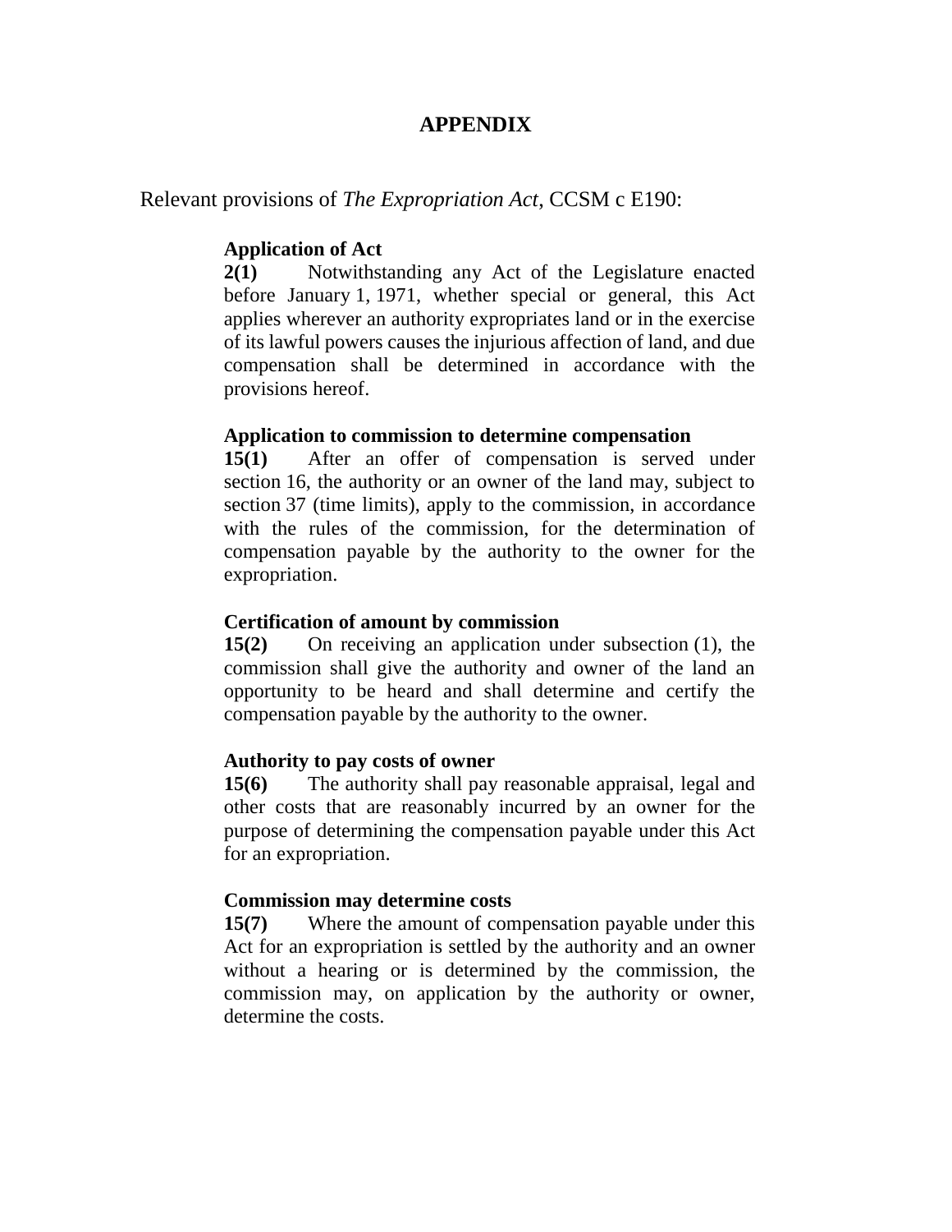# APPENDIX

Relevant provisions of *The Expropriation Act*, CCSM c E190:

**Application of Act**
**2(1)** Notwithstanding any Act of the Legislature enacted before January 1, 1971, whether special or general, this Act applies wherever an authority expropriates land or in the exercise of its lawful powers causes the injurious affection of land, and due compensation shall be determined in accordance with the provisions hereof.

**Application to commission to determine compensation**
**15(1)** After an offer of compensation is served under section 16, the authority or an owner of the land may, subject to section 37 (time limits), apply to the commission, in accordance with the rules of the commission, for the determination of compensation payable by the authority to the owner for the expropriation.

**Certification of amount by commission**
**15(2)** On receiving an application under subsection (1), the commission shall give the authority and owner of the land an opportunity to be heard and shall determine and certify the compensation payable by the authority to the owner.

**Authority to pay costs of owner**
**15(6)** The authority shall pay reasonable appraisal, legal and other costs that are reasonably incurred by an owner for the purpose of determining the compensation payable under this Act for an expropriation.

**Commission may determine costs**
**15(7)** Where the amount of compensation payable under this Act for an expropriation is settled by the authority and an owner without a hearing or is determined by the commission, the commission may, on application by the authority or owner, determine the costs.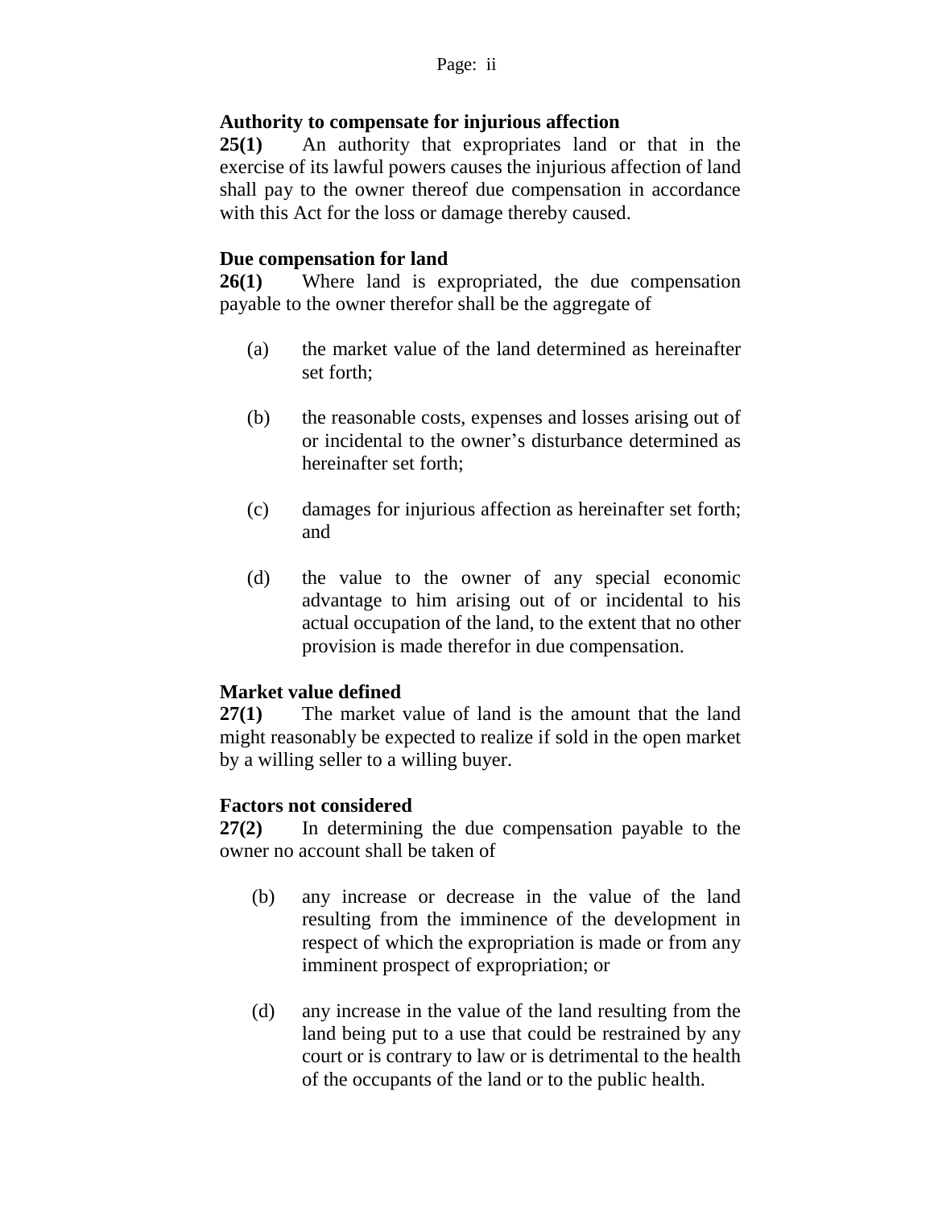**Authority to compensate for injurious affection**

**25(1)** An authority that expropriates land or that in the exercise of its lawful powers causes the injurious affection of land shall pay to the owner thereof due compensation in accordance with this Act for the loss or damage thereby caused.

**Due compensation for land**

**26(1)** Where land is expropriated, the due compensation payable to the owner therefor shall be the aggregate of

(a) the market value of the land determined as hereinafter set forth;

(b) the reasonable costs, expenses and losses arising out of or incidental to the owner's disturbance determined as hereinafter set forth;

(c) damages for injurious affection as hereinafter set forth; and

(d) the value to the owner of any special economic advantage to him arising out of or incidental to his actual occupation of the land, to the extent that no other provision is made therefor in due compensation.

**Market value defined**

**27(1)** The market value of land is the amount that the land might reasonably be expected to realize if sold in the open market by a willing seller to a willing buyer.

**Factors not considered**

**27(2)** In determining the due compensation payable to the owner no account shall be taken of

(b) any increase or decrease in the value of the land resulting from the imminence of the development in respect of which the expropriation is made or from any imminent prospect of expropriation; or

(d) any increase in the value of the land resulting from the land being put to a use that could be restrained by any court or is contrary to law or is detrimental to the health of the occupants of the land or to the public health.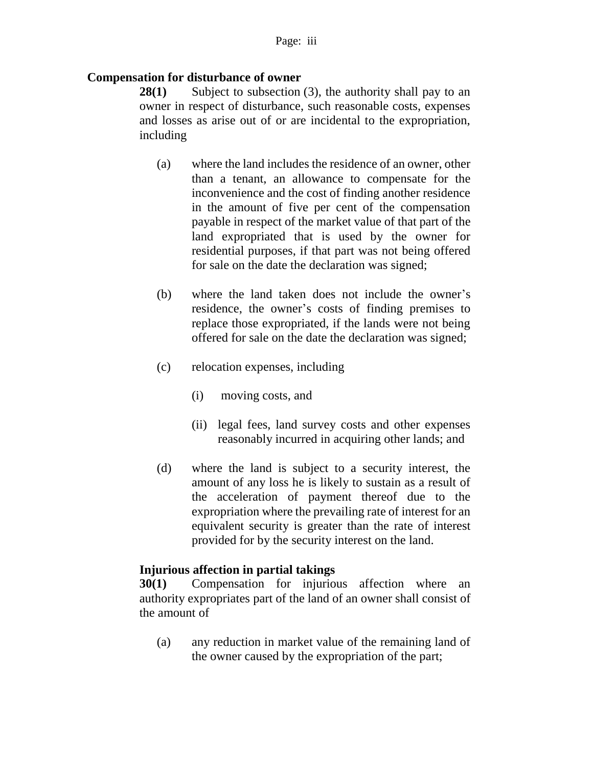**Compensation for disturbance of owner**

**28(1)** Subject to subsection (3), the authority shall pay to an owner in respect of disturbance, such reasonable costs, expenses and losses as arise out of or are incidental to the expropriation, including

(a) where the land includes the residence of an owner, other than a tenant, an allowance to compensate for the inconvenience and the cost of finding another residence in the amount of five per cent of the compensation payable in respect of the market value of that part of the land expropriated that is used by the owner for residential purposes, if that part was not being offered for sale on the date the declaration was signed;

(b) where the land taken does not include the owner's residence, the owner's costs of finding premises to replace those expropriated, if the lands were not being offered for sale on the date the declaration was signed;

(c) relocation expenses, including

(i) moving costs, and

(ii) legal fees, land survey costs and other expenses reasonably incurred in acquiring other lands; and

(d) where the land is subject to a security interest, the amount of any loss he is likely to sustain as a result of the acceleration of payment thereof due to the expropriation where the prevailing rate of interest for an equivalent security is greater than the rate of interest provided for by the security interest on the land.

**Injurious affection in partial takings**

**30(1)** Compensation for injurious affection where an authority expropriates part of the land of an owner shall consist of the amount of

(a) any reduction in market value of the remaining land of the owner caused by the expropriation of the part;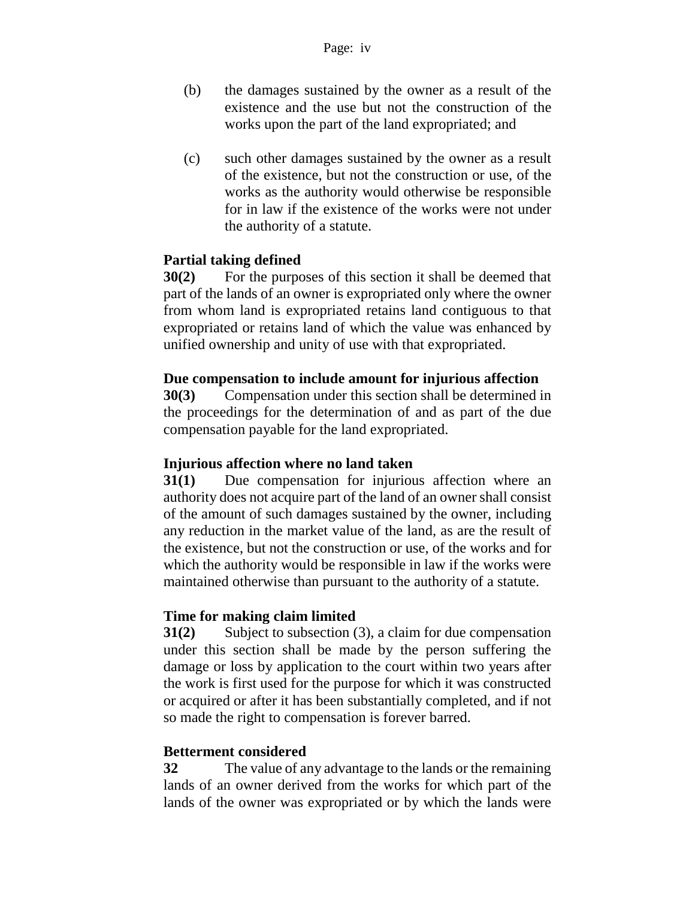(b) the damages sustained by the owner as a result of the existence and the use but not the construction of the works upon the part of the land expropriated; and

(c) such other damages sustained by the owner as a result of the existence, but not the construction or use, of the works as the authority would otherwise be responsible for in law if the existence of the works were not under the authority of a statute.

**Partial taking defined**

**30(2)** For the purposes of this section it shall be deemed that part of the lands of an owner is expropriated only where the owner from whom land is expropriated retains land contiguous to that expropriated or retains land of which the value was enhanced by unified ownership and unity of use with that expropriated.

**Due compensation to include amount for injurious affection**

**30(3)** Compensation under this section shall be determined in the proceedings for the determination of and as part of the due compensation payable for the land expropriated.

**Injurious affection where no land taken**

**31(1)** Due compensation for injurious affection where an authority does not acquire part of the land of an owner shall consist of the amount of such damages sustained by the owner, including any reduction in the market value of the land, as are the result of the existence, but not the construction or use, of the works and for which the authority would be responsible in law if the works were maintained otherwise than pursuant to the authority of a statute.

**Time for making claim limited**

**31(2)** Subject to subsection (3), a claim for due compensation under this section shall be made by the person suffering the damage or loss by application to the court within two years after the work is first used for the purpose for which it was constructed or acquired or after it has been substantially completed, and if not so made the right to compensation is forever barred.

**Betterment considered**

**32** The value of any advantage to the lands or the remaining lands of an owner derived from the works for which part of the lands of the owner was expropriated or by which the lands were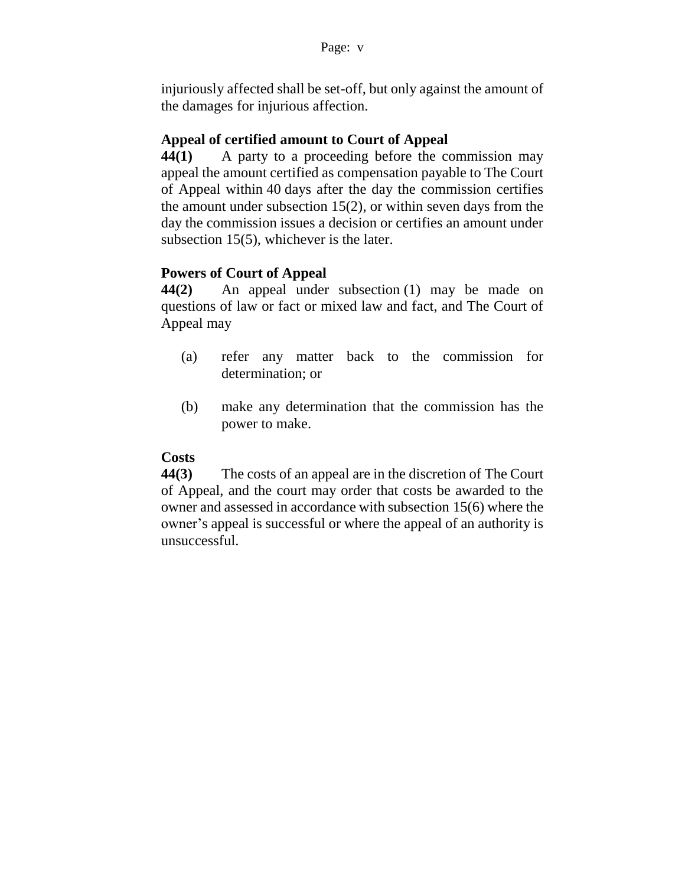injuriously affected shall be set-off, but only against the amount of the damages for injurious affection.

**Appeal of certified amount to Court of Appeal**

**44(1)** A party to a proceeding before the commission may appeal the amount certified as compensation payable to The Court of Appeal within 40 days after the day the commission certifies the amount under subsection 15(2), or within seven days from the day the commission issues a decision or certifies an amount under subsection 15(5), whichever is the later.

**Powers of Court of Appeal**

**44(2)** An appeal under subsection (1) may be made on questions of law or fact or mixed law and fact, and The Court of Appeal may

(a) refer any matter back to the commission for determination; or

(b) make any determination that the commission has the power to make.

**Costs**

**44(3)** The costs of an appeal are in the discretion of The Court of Appeal, and the court may order that costs be awarded to the owner and assessed in accordance with subsection 15(6) where the owner's appeal is successful or where the appeal of an authority is unsuccessful.